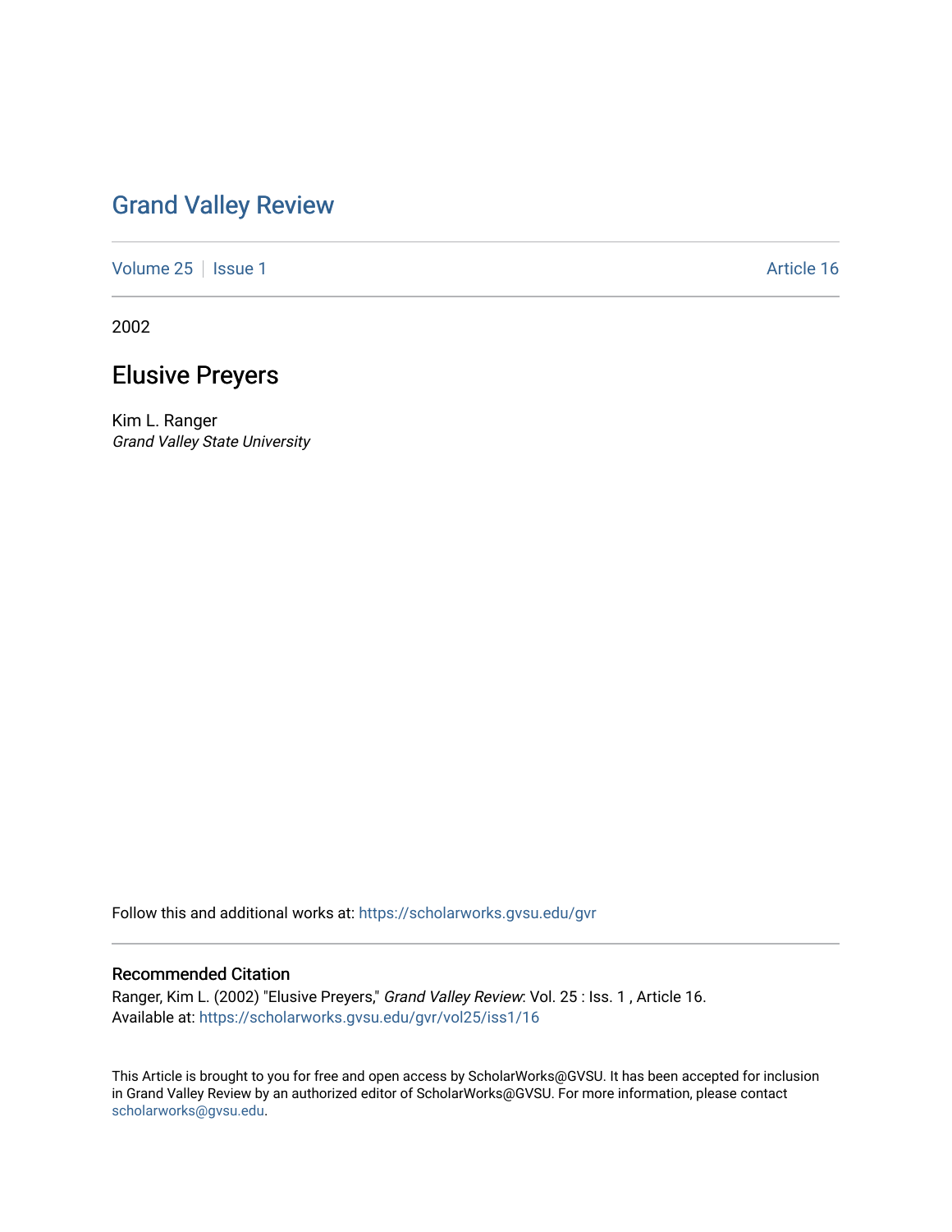# Grand Valley Review

Volume 25 | Issue 1 Article 16

2002

## Elusive Preyers

Kim L. Ranger
*Grand Valley State University*

Follow this and additional works at: https://scholarworks.gvsu.edu/gvr

### Recommended Citation

Ranger, Kim L. (2002) "Elusive Preyers," *Grand Valley Review*: Vol. 25 : Iss. 1 , Article 16.
Available at: https://scholarworks.gvsu.edu/gvr/vol25/iss1/16

This Article is brought to you for free and open access by ScholarWorks@GVSU. It has been accepted for inclusion in Grand Valley Review by an authorized editor of ScholarWorks@GVSU. For more information, please contact scholarworks@gvsu.edu.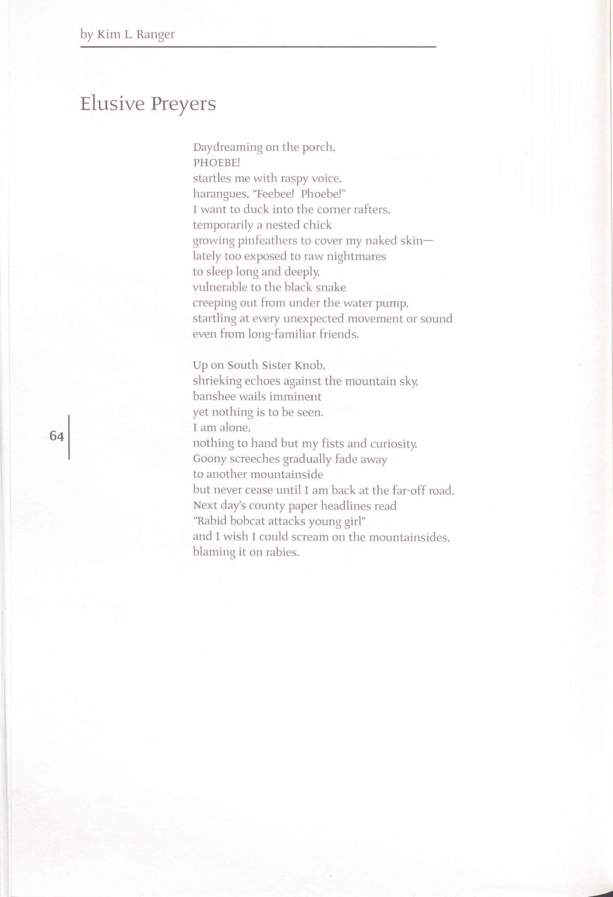by Kim L. Ranger

# Elusive Preyers

Daydreaming on the porch,
PHOEBE!
startles me with raspy voice,
harangues, "Feebee! Phoebe!"
I want to duck into the corner rafters,
temporarily a nested chick
growing pinfeathers to cover my naked skin—
lately too exposed to raw nightmares
to sleep long and deeply,
vulnerable to the black snake
creeping out from under the water pump,
startling at every unexpected movement or sound
even from long-familiar friends.

Up on South Sister Knob,
shrieking echoes against the mountain sky,
banshee wails imminent
yet nothing is to be seen.
I am alone,
nothing to hand but my fists and curiosity.
Goony screeches gradually fade away
to another mountainside
but never cease until I am back at the far-off road.
Next day's county paper headlines read
"Rabid bobcat attacks young girl"
and I wish I could scream on the mountainsides,
blaming it on rabies.